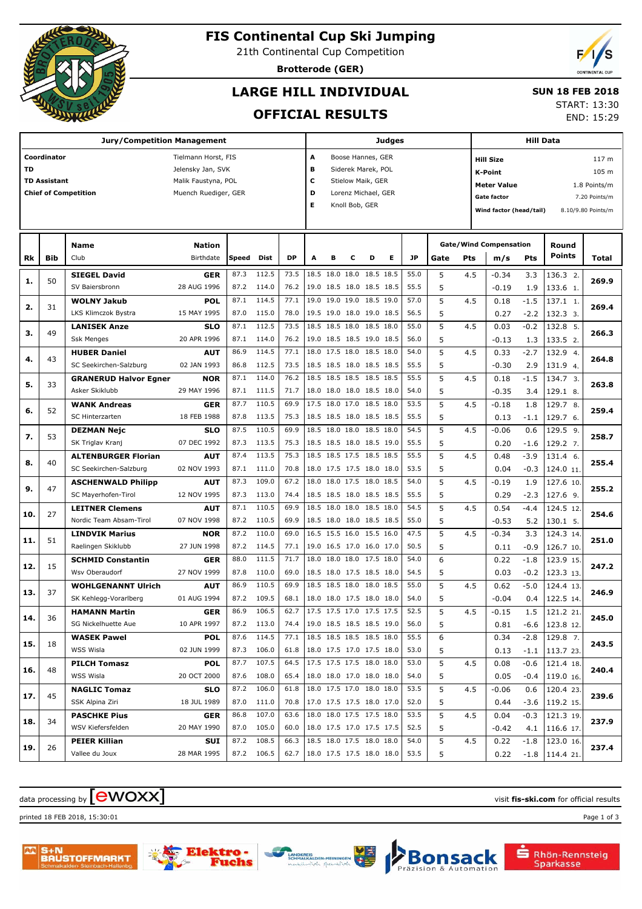# FIS Continental Cup Ski Jumping

21th Continental Cup Competition

**Brotterode (GER)**

## LARGE HILL INDIVIDUAL

## OFFICIAL RESULTS

**SUN 18 FEB 2018**

START: 13:30

END: 15:29

| Jury/Competition Management | | Judges | | Hill Data | |
|---|---|---|---|---|---|
| Coordinator | Tielmann Horst, FIS | A | Boose Hannes, GER | Hill Size | 117 m |
| TD | Jelensky Jan, SVK | B | Siderek Marek, POL | K-Point | 105 m |
| TD Assistant | Malik Faustyna, POL | C | Stielow Maik, GER | Meter Value | 1.8 Points/m |
| Chief of Competition | Muench Ruediger, GER | D | Lorenz Michael, GER | Gate factor | 7.20 Points/m |
| | | E | Knoll Bob, GER | Wind factor (head/tail) | 8.10/9.80 Points/m |

| Rk | Bib | Name / Club | Nation / Birthdate | Speed | Dist | DP | A | B | C | D | E | JP | Gate | Pts | m/s | Pts | Round Points | Total |
|---|---|---|---|---|---|---|---|---|---|---|---|---|---|---|---|---|---|---|
| 1. | 50 | **SIEGEL David** | **GER** | 87.3 | 112.5 | 73.5 | 18.5 | 18.0 | 18.0 | 18.5 | 18.5 | 55.0 | 5 | 4.5 | -0.34 | 3.3 | 136.3 2. | 269.9 |
| | | SV Baiersbronn | 28 AUG 1996 | 87.2 | 114.0 | 76.2 | 19.0 | 18.5 | 18.0 | 18.5 | 18.5 | 55.5 | 5 | | -0.19 | 1.9 | 133.6 1. | |
| 2. | 31 | **WOLNY Jakub** | **POL** | 87.1 | 114.5 | 77.1 | 19.0 | 19.0 | 19.0 | 18.5 | 19.0 | 57.0 | 5 | 4.5 | 0.18 | -1.5 | 137.1 1. | 269.4 |
| | | LKS Klimczok Bystra | 15 MAY 1995 | 87.0 | 115.0 | 78.0 | 19.5 | 19.0 | 18.0 | 19.0 | 18.5 | 56.5 | 5 | | 0.27 | -2.2 | 132.3 3. | |
| 3. | 49 | **LANISEK Anze** | **SLO** | 87.1 | 112.5 | 73.5 | 18.5 | 18.5 | 18.0 | 18.5 | 18.0 | 55.0 | 5 | 4.5 | 0.03 | -0.2 | 132.8 5. | 266.3 |
| | | Ssk Menges | 20 APR 1996 | 87.1 | 114.0 | 76.2 | 19.0 | 18.5 | 18.5 | 19.0 | 18.5 | 56.0 | 5 | | -0.13 | 1.3 | 133.5 2. | |
| 4. | 43 | **HUBER Daniel** | **AUT** | 86.9 | 114.5 | 77.1 | 18.0 | 17.5 | 18.0 | 18.5 | 18.0 | 54.0 | 5 | 4.5 | 0.33 | -2.7 | 132.9 4. | 264.8 |
| | | SC Seekirchen-Salzburg | 02 JAN 1993 | 86.8 | 112.5 | 73.5 | 18.5 | 18.5 | 18.0 | 18.5 | 18.5 | 55.5 | 5 | | -0.30 | 2.9 | 131.9 4. | |
| 5. | 33 | **GRANERUD Halvor Egner** | **NOR** | 87.1 | 114.0 | 76.2 | 18.5 | 18.5 | 18.5 | 18.5 | 18.5 | 55.5 | 5 | 4.5 | 0.18 | -1.5 | 134.7 3. | 263.8 |
| | | Asker Skiklubb | 29 MAY 1996 | 87.1 | 111.5 | 71.7 | 18.0 | 18.0 | 18.0 | 18.5 | 18.0 | 54.0 | 5 | | -0.35 | 3.4 | 129.1 8. | |
| 6. | 52 | **WANK Andreas** | **GER** | 87.7 | 110.5 | 69.9 | 17.5 | 18.0 | 17.0 | 18.5 | 18.0 | 53.5 | 5 | 4.5 | -0.18 | 1.8 | 129.7 8. | 259.4 |
| | | SC Hinterzarten | 18 FEB 1988 | 87.8 | 113.5 | 75.3 | 18.5 | 18.5 | 18.0 | 18.5 | 18.5 | 55.5 | 5 | | 0.13 | -1.1 | 129.7 6. | |
| 7. | 53 | **DEZMAN Nejc** | **SLO** | 87.5 | 110.5 | 69.9 | 18.5 | 18.0 | 18.0 | 18.5 | 18.0 | 54.5 | 5 | 4.5 | -0.06 | 0.6 | 129.5 9. | 258.7 |
| | | SK Triglav Kranj | 07 DEC 1992 | 87.3 | 113.5 | 75.3 | 18.5 | 18.5 | 18.0 | 18.5 | 19.0 | 55.5 | 5 | | 0.20 | -1.6 | 129.2 7. | |
| 8. | 40 | **ALTENBURGER Florian** | **AUT** | 87.4 | 113.5 | 75.3 | 18.5 | 18.5 | 17.5 | 18.5 | 18.5 | 55.5 | 5 | 4.5 | 0.48 | -3.9 | 131.4 6. | 255.4 |
| | | SC Seekirchen-Salzburg | 02 NOV 1993 | 87.1 | 111.0 | 70.8 | 18.0 | 17.5 | 17.5 | 18.0 | 18.0 | 53.5 | 5 | | 0.04 | -0.3 | 124.0 11. | |
| 9. | 47 | **ASCHENWALD Philipp** | **AUT** | 87.3 | 109.0 | 67.2 | 18.0 | 18.0 | 17.5 | 18.0 | 18.5 | 54.0 | 5 | 4.5 | -0.19 | 1.9 | 127.6 10. | 255.2 |
| | | SC Mayerhofen-Tirol | 12 NOV 1995 | 87.3 | 113.0 | 74.4 | 18.5 | 18.5 | 18.0 | 18.5 | 18.5 | 55.5 | 5 | | 0.29 | -2.3 | 127.6 9. | |
| 10. | 27 | **LEITNER Clemens** | **AUT** | 87.1 | 110.5 | 69.9 | 18.5 | 18.0 | 18.0 | 18.5 | 18.0 | 54.5 | 5 | 4.5 | 0.54 | -4.4 | 124.5 12. | 254.6 |
| | | Nordic Team Absam-Tirol | 07 NOV 1998 | 87.2 | 110.5 | 69.9 | 18.5 | 18.0 | 18.0 | 18.5 | 18.5 | 55.0 | 5 | | -0.53 | 5.2 | 130.1 5. | |
| 11. | 51 | **LINDVIK Marius** | **NOR** | 87.2 | 110.0 | 69.0 | 16.5 | 15.5 | 16.0 | 15.5 | 16.0 | 47.5 | 5 | 4.5 | -0.34 | 3.3 | 124.3 14. | 251.0 |
| | | Raelingen Skiklubb | 27 JUN 1998 | 87.2 | 114.5 | 77.1 | 19.0 | 16.5 | 17.0 | 16.0 | 17.0 | 50.5 | 5 | | 0.11 | -0.9 | 126.7 10. | |
| 12. | 15 | **SCHMID Constantin** | **GER** | 88.0 | 111.5 | 71.7 | 18.0 | 18.0 | 18.0 | 17.5 | 18.0 | 54.0 | 6 | | 0.22 | -1.8 | 123.9 15. | 247.2 |
| | | Wsv Oberaudorf | 27 NOV 1999 | 87.8 | 110.0 | 69.0 | 18.5 | 18.0 | 17.5 | 18.5 | 18.0 | 54.5 | 5 | | 0.03 | -0.2 | 123.3 13. | |
| 13. | 37 | **WOHLGENANNT Ulrich** | **AUT** | 86.9 | 110.5 | 69.9 | 18.5 | 18.5 | 18.0 | 18.0 | 18.5 | 55.0 | 5 | 4.5 | 0.62 | -5.0 | 124.4 13. | 246.9 |
| | | SK Kehlegg-Vorarlberg | 01 AUG 1994 | 87.2 | 109.5 | 68.1 | 18.0 | 18.0 | 17.5 | 18.0 | 18.0 | 54.0 | 5 | | -0.04 | 0.4 | 122.5 14. | |
| 14. | 36 | **HAMANN Martin** | **GER** | 86.9 | 106.5 | 62.7 | 17.5 | 17.5 | 17.0 | 17.5 | 17.5 | 52.5 | 5 | 4.5 | -0.15 | 1.5 | 121.2 21. | 245.0 |
| | | SG Nickelhuette Aue | 10 APR 1997 | 87.2 | 113.0 | 74.4 | 19.0 | 18.5 | 18.5 | 18.5 | 19.0 | 56.0 | 5 | | 0.81 | -6.6 | 123.8 12. | |
| 15. | 18 | **WASEK Pawel** | **POL** | 87.6 | 114.5 | 77.1 | 18.5 | 18.5 | 18.5 | 18.5 | 18.0 | 55.5 | 6 | | 0.34 | -2.8 | 129.8 7. | 243.5 |
| | | WSS Wisla | 02 JUN 1999 | 87.3 | 106.0 | 61.8 | 18.0 | 17.5 | 17.0 | 17.5 | 18.0 | 53.0 | 5 | | 0.13 | -1.1 | 113.7 23. | |
| 16. | 48 | **PILCH Tomasz** | **POL** | 87.7 | 107.5 | 64.5 | 17.5 | 17.5 | 17.5 | 18.0 | 18.0 | 53.0 | 5 | 4.5 | 0.08 | -0.6 | 121.4 18. | 240.4 |
| | | WSS Wisla | 20 OCT 2000 | 87.6 | 108.0 | 65.4 | 18.0 | 18.0 | 17.0 | 18.0 | 18.0 | 54.0 | 5 | | 0.05 | -0.4 | 119.0 16. | |
| 17. | 45 | **NAGLIC Tomaz** | **SLO** | 87.2 | 106.0 | 61.8 | 18.0 | 17.5 | 17.0 | 18.0 | 18.0 | 53.5 | 5 | 4.5 | -0.06 | 0.6 | 120.4 23. | 239.6 |
| | | SSK Alpina Ziri | 18 JUL 1989 | 87.0 | 111.0 | 70.8 | 17.0 | 17.5 | 17.5 | 18.0 | 17.0 | 52.0 | 5 | | 0.44 | -3.6 | 119.2 15. | |
| 18. | 34 | **PASCHKE Pius** | **GER** | 86.8 | 107.0 | 63.6 | 18.0 | 18.0 | 17.5 | 17.5 | 18.0 | 53.5 | 5 | 4.5 | 0.04 | -0.3 | 121.3 19. | 237.9 |
| | | WSV Kiefersfelden | 20 MAY 1990 | 87.0 | 105.0 | 60.0 | 18.0 | 17.5 | 17.0 | 17.5 | 17.5 | 52.5 | 5 | | -0.42 | 4.1 | 116.6 17. | |
| 19. | 26 | **PEIER Killian** | **SUI** | 87.2 | 108.5 | 66.3 | 18.5 | 18.0 | 17.5 | 18.0 | 18.0 | 54.0 | 5 | 4.5 | 0.22 | -1.8 | 123.0 16. | 237.4 |
| | | Vallee du Joux | 28 MAR 1995 | 87.2 | 106.5 | 62.7 | 18.0 | 17.5 | 17.5 | 18.0 | 18.0 | 53.5 | 5 | | 0.22 | -1.8 | 114.4 21. | |

data processing by ewoxx

visit **fis-ski.com** for official results

printed 18 FEB 2018, 15:30:01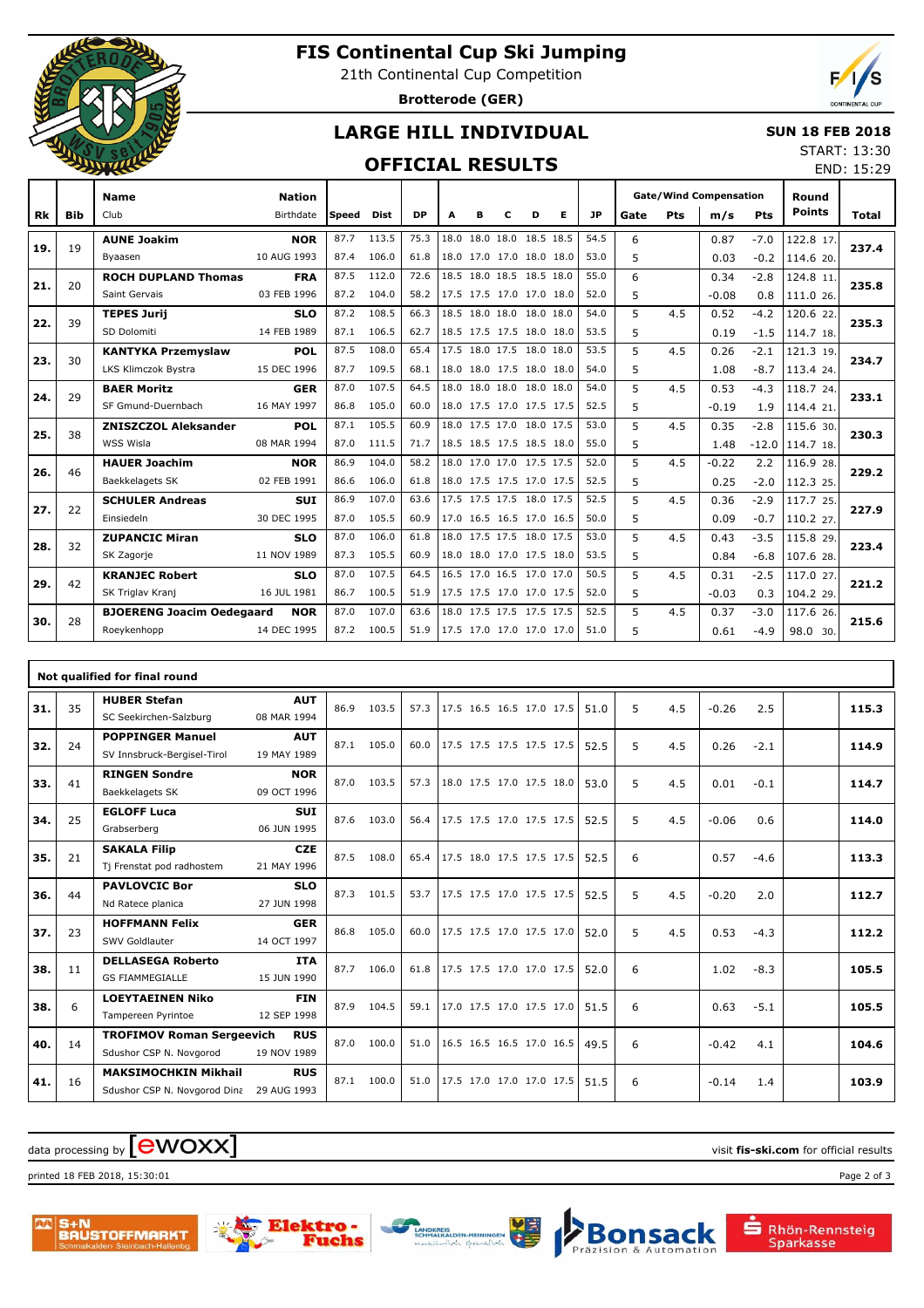# FIS Continental Cup Ski Jumping

21th Continental Cup Competition

**Brotterode (GER)**

## LARGE HILL INDIVIDUAL

## OFFICIAL RESULTS

**SUN 18 FEB 2018**

START: 13:30

END: 15:29

| Rk | Bib | Name / Club | Nation / Birthdate | Speed | Dist | DP | A | B | C | D | E | JP | Gate | Pts | m/s | Pts | Round Points | Total |
|---|---|---|---|---|---|---|---|---|---|---|---|---|---|---|---|---|---|---|
| 19. | 19 | **AUNE Joakim** | **NOR** | 87.7 | 113.5 | 75.3 | 18.0 | 18.0 | 18.0 | 18.5 | 18.5 | 54.5 | 6 | | 0.87 | -7.0 | 122.8 17. | **237.4** |
| | | Byaasen | 10 AUG 1993 | 87.4 | 106.0 | 61.8 | 18.0 | 17.0 | 17.0 | 18.0 | 18.0 | 53.0 | 5 | | 0.03 | -0.2 | 114.6 20. | |
| 21. | 20 | **ROCH DUPLAND Thomas** | **FRA** | 87.5 | 112.0 | 72.6 | 18.5 | 18.0 | 18.5 | 18.5 | 18.0 | 55.0 | 6 | | 0.34 | -2.8 | 124.8 11. | **235.8** |
| | | Saint Gervais | 03 FEB 1996 | 87.2 | 104.0 | 58.2 | 17.5 | 17.5 | 17.0 | 17.0 | 18.0 | 52.0 | 5 | | -0.08 | 0.8 | 111.0 26. | |
| 22. | 39 | **TEPES Jurij** | **SLO** | 87.2 | 108.5 | 66.3 | 18.5 | 18.0 | 18.0 | 18.0 | 18.0 | 54.0 | 5 | 4.5 | 0.52 | -4.2 | 120.6 22. | **235.3** |
| | | SD Dolomiti | 14 FEB 1989 | 87.1 | 106.5 | 62.7 | 18.5 | 17.5 | 17.5 | 18.0 | 18.0 | 53.5 | 5 | | 0.19 | -1.5 | 114.7 18. | |
| 23. | 30 | **KANTYKA Przemyslaw** | **POL** | 87.5 | 108.0 | 65.4 | 17.5 | 18.0 | 17.5 | 18.0 | 18.0 | 53.5 | 5 | 4.5 | 0.26 | -2.1 | 121.3 19. | **234.7** |
| | | LKS Klimczok Bystra | 15 DEC 1996 | 87.7 | 109.5 | 68.1 | 18.0 | 18.0 | 17.5 | 18.0 | 18.0 | 54.0 | 5 | | 1.08 | -8.7 | 113.4 24. | |
| 24. | 29 | **BAER Moritz** | **GER** | 87.0 | 107.5 | 64.5 | 18.0 | 18.0 | 18.0 | 18.0 | 18.0 | 54.0 | 5 | 4.5 | 0.53 | -4.3 | 118.7 24. | **233.1** |
| | | SF Gmund-Duernbach | 16 MAY 1997 | 86.8 | 105.0 | 60.0 | 18.0 | 17.5 | 17.0 | 17.5 | 17.5 | 52.5 | 5 | | -0.19 | 1.9 | 114.4 21. | |
| 25. | 38 | **ZNISZCZOL Aleksander** | **POL** | 87.1 | 105.5 | 60.9 | 18.0 | 17.5 | 17.0 | 18.0 | 17.5 | 53.0 | 5 | 4.5 | 0.35 | -2.8 | 115.6 30. | **230.3** |
| | | WSS Wisla | 08 MAR 1994 | 87.0 | 111.5 | 71.7 | 18.5 | 18.5 | 17.5 | 18.5 | 18.0 | 55.0 | 5 | | 1.48 | -12.0 | 114.7 18. | |
| 26. | 46 | **HAUER Joachim** | **NOR** | 86.9 | 104.0 | 58.2 | 18.0 | 17.0 | 17.0 | 17.5 | 17.5 | 52.0 | 5 | 4.5 | -0.22 | 2.2 | 116.9 28. | **229.2** |
| | | Baekkelagets SK | 02 FEB 1991 | 86.6 | 106.0 | 61.8 | 18.0 | 17.5 | 17.5 | 17.0 | 17.5 | 52.5 | 5 | | 0.25 | -2.0 | 112.3 25. | |
| 27. | 22 | **SCHULER Andreas** | **SUI** | 86.9 | 107.0 | 63.6 | 17.5 | 17.5 | 17.5 | 18.0 | 17.5 | 52.5 | 5 | 4.5 | 0.36 | -2.9 | 117.7 25. | **227.9** |
| | | Einsiedeln | 30 DEC 1995 | 87.0 | 105.5 | 60.9 | 17.0 | 16.5 | 16.5 | 17.0 | 16.5 | 50.0 | 5 | | 0.09 | -0.7 | 110.2 27. | |
| 28. | 32 | **ZUPANCIC Miran** | **SLO** | 87.0 | 106.0 | 61.8 | 18.0 | 17.5 | 17.5 | 18.0 | 17.5 | 53.0 | 5 | 4.5 | 0.43 | -3.5 | 115.8 29. | **223.4** |
| | | SK Zagorje | 11 NOV 1989 | 87.3 | 105.5 | 60.9 | 18.0 | 18.0 | 17.0 | 17.5 | 18.0 | 53.5 | 5 | | 0.84 | -6.8 | 107.6 28. | |
| 29. | 42 | **KRANJEC Robert** | **SLO** | 87.0 | 107.5 | 64.5 | 16.5 | 17.0 | 16.5 | 17.0 | 17.0 | 50.5 | 5 | 4.5 | 0.31 | -2.5 | 117.0 27. | **221.2** |
| | | SK Triglav Kranj | 16 JUL 1981 | 86.7 | 100.5 | 51.9 | 17.5 | 17.5 | 17.0 | 17.0 | 17.5 | 52.0 | 5 | | -0.03 | 0.3 | 104.2 29. | |
| 30. | 28 | **BJOERENG Joacim Oedegaard** | **NOR** | 87.0 | 107.0 | 63.6 | 18.0 | 17.5 | 17.5 | 17.5 | 17.5 | 52.5 | 5 | 4.5 | 0.37 | -3.0 | 117.6 26. | **215.6** |
| | | Roeykenhopp | 14 DEC 1995 | 87.2 | 100.5 | 51.9 | 17.5 | 17.0 | 17.0 | 17.0 | 17.0 | 51.0 | 5 | | 0.61 | -4.9 | 98.0 30. | |

### Not qualified for final round

| Rk | Bib | Name / Club | Nation / Birthdate | Speed | Dist | DP | A | B | C | D | E | JP | Gate | Pts | m/s | Pts | Round Points | Total |
|---|---|---|---|---|---|---|---|---|---|---|---|---|---|---|---|---|---|---|
| 31. | 35 | **HUBER Stefan** / SC Seekirchen-Salzburg | **AUT** / 08 MAR 1994 | 86.9 | 103.5 | 57.3 | 17.5 | 16.5 | 16.5 | 17.0 | 17.5 | 51.0 | 5 | 4.5 | -0.26 | 2.5 | | **115.3** |
| 32. | 24 | **POPPINGER Manuel** / SV Innsbruck-Bergisel-Tirol | **AUT** / 19 MAY 1989 | 87.1 | 105.0 | 60.0 | 17.5 | 17.5 | 17.5 | 17.5 | 17.5 | 52.5 | 5 | 4.5 | 0.26 | -2.1 | | **114.9** |
| 33. | 41 | **RINGEN Sondre** / Baekkelagets SK | **NOR** / 09 OCT 1996 | 87.0 | 103.5 | 57.3 | 18.0 | 17.5 | 17.0 | 17.5 | 18.0 | 53.0 | 5 | 4.5 | 0.01 | -0.1 | | **114.7** |
| 34. | 25 | **EGLOFF Luca** / Grabserberg | **SUI** / 06 JUN 1995 | 87.6 | 103.0 | 56.4 | 17.5 | 17.5 | 17.0 | 17.5 | 17.5 | 52.5 | 5 | 4.5 | -0.06 | 0.6 | | **114.0** |
| 35. | 21 | **SAKALA Filip** / Tj Frenstat pod radhostem | **CZE** / 21 MAY 1996 | 87.5 | 108.0 | 65.4 | 17.5 | 18.0 | 17.5 | 17.5 | 17.5 | 52.5 | 6 | | 0.57 | -4.6 | | **113.3** |
| 36. | 44 | **PAVLOVCIC Bor** / Nd Ratece planica | **SLO** / 27 JUN 1998 | 87.3 | 101.5 | 53.7 | 17.5 | 17.5 | 17.0 | 17.5 | 17.5 | 52.5 | 5 | 4.5 | -0.20 | 2.0 | | **112.7** |
| 37. | 23 | **HOFFMANN Felix** / SWV Goldlauter | **GER** / 14 OCT 1997 | 86.8 | 105.0 | 60.0 | 17.5 | 17.5 | 17.0 | 17.5 | 17.0 | 52.0 | 5 | 4.5 | 0.53 | -4.3 | | **112.2** |
| 38. | 11 | **DELLASEGA Roberto** / GS FIAMMEGIALLE | **ITA** / 15 JUN 1990 | 87.7 | 106.0 | 61.8 | 17.5 | 17.5 | 17.0 | 17.0 | 17.5 | 52.0 | 6 | | 1.02 | -8.3 | | **105.5** |
| 38. | 6 | **LOEYTAEINEN Niko** / Tampereen Pyrintoe | **FIN** / 12 SEP 1998 | 87.9 | 104.5 | 59.1 | 17.0 | 17.5 | 17.0 | 17.5 | 17.0 | 51.5 | 6 | | 0.63 | -5.1 | | **105.5** |
| 40. | 14 | **TROFIMOV Roman Sergeevich** / Sdushor CSP N. Novgorod | **RUS** / 19 NOV 1989 | 87.0 | 100.0 | 51.0 | 16.5 | 16.5 | 16.5 | 17.0 | 16.5 | 49.5 | 6 | | -0.42 | 4.1 | | **104.6** |
| 41. | 16 | **MAKSIMOCHKIN Mikhail** / Sdushor CSP N. Novgorod Dina | **RUS** / 29 AUG 1993 | 87.1 | 100.0 | 51.0 | 17.5 | 17.0 | 17.0 | 17.0 | 17.5 | 51.5 | 6 | | -0.14 | 1.4 | | **103.9** |

data processing by ewoxx — visit **fis-ski.com** for official results

printed 18 FEB 2018, 15:30:01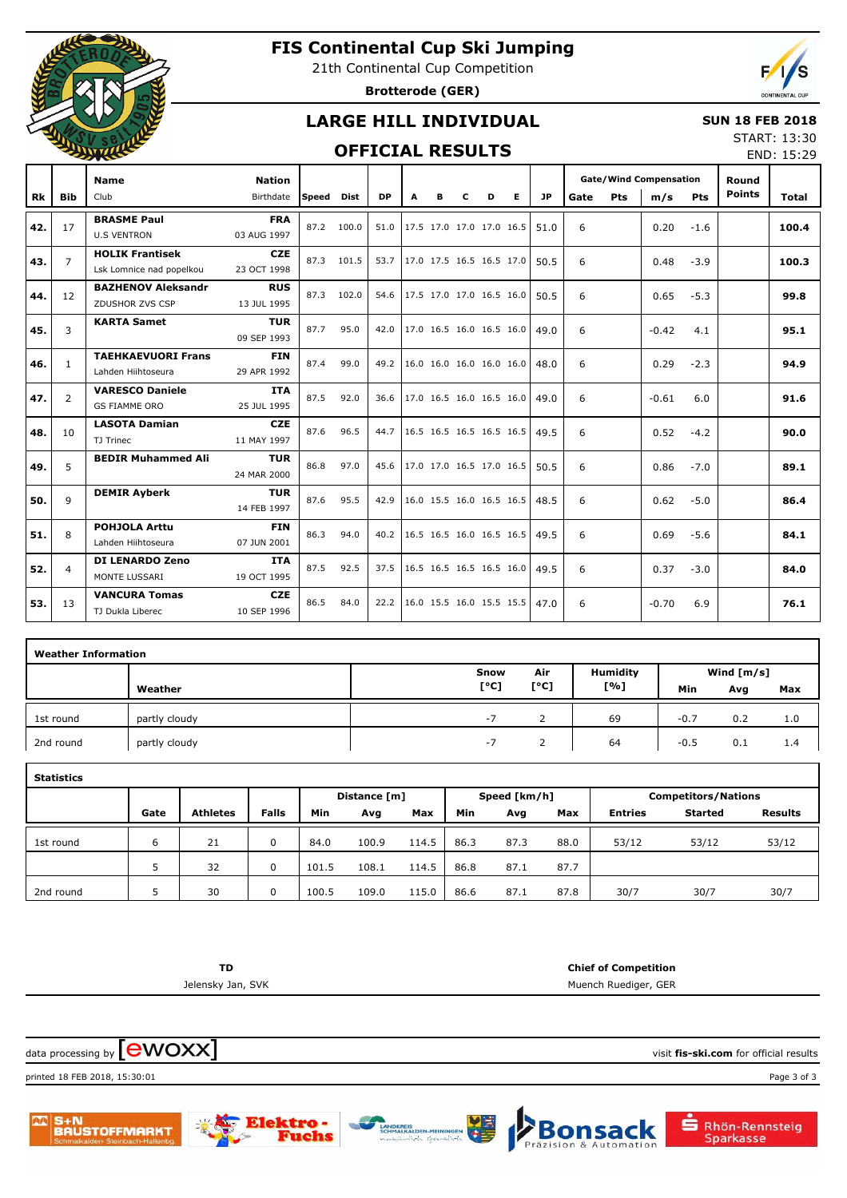# FIS Continental Cup Ski Jumping

21th Continental Cup Competition

**Brotterode (GER)**

## LARGE HILL INDIVIDUAL

## OFFICIAL RESULTS

**SUN 18 FEB 2018**

START: 13:30

END: 15:29

| Rk | Bib | Name / Club | Nation / Birthdate | Speed | Dist | DP | A | B | C | D | E | JP | Gate | Gate Pts | Wind m/s | Wind Pts | Round Points | Total |
|---|---|---|---|---|---|---|---|---|---|---|---|---|---|---|---|---|---|---|
| 42. | 17 | **BRASME Paul** U.S VENTRON | **FRA** 03 AUG 1997 | 87.2 | 100.0 | 51.0 | 17.5 | 17.0 | 17.0 | 17.0 | 16.5 | 51.0 | 6 | | 0.20 | -1.6 | | **100.4** |
| 43. | 7 | **HOLIK Frantisek** Lsk Lomnice nad popelkou | **CZE** 23 OCT 1998 | 87.3 | 101.5 | 53.7 | 17.0 | 17.5 | 16.5 | 16.5 | 17.0 | 50.5 | 6 | | 0.48 | -3.9 | | **100.3** |
| 44. | 12 | **BAZHENOV Aleksandr** ZDUSHOR ZVS CSP | **RUS** 13 JUL 1995 | 87.3 | 102.0 | 54.6 | 17.5 | 17.0 | 17.0 | 16.5 | 16.0 | 50.5 | 6 | | 0.65 | -5.3 | | **99.8** |
| 45. | 3 | **KARTA Samet** | **TUR** 09 SEP 1993 | 87.7 | 95.0 | 42.0 | 17.0 | 16.5 | 16.0 | 16.5 | 16.0 | 49.0 | 6 | | -0.42 | 4.1 | | **95.1** |
| 46. | 1 | **TAEHKAEVUORI Frans** Lahden Hiihtoseura | **FIN** 29 APR 1992 | 87.4 | 99.0 | 49.2 | 16.0 | 16.0 | 16.0 | 16.0 | 16.0 | 48.0 | 6 | | 0.29 | -2.3 | | **94.9** |
| 47. | 2 | **VARESCO Daniele** GS FIAMME ORO | **ITA** 25 JUL 1995 | 87.5 | 92.0 | 36.6 | 17.0 | 16.5 | 16.0 | 16.5 | 16.0 | 49.0 | 6 | | -0.61 | 6.0 | | **91.6** |
| 48. | 10 | **LASOTA Damian** TJ Trinec | **CZE** 11 MAY 1997 | 87.6 | 96.5 | 44.7 | 16.5 | 16.5 | 16.5 | 16.5 | 16.5 | 49.5 | 6 | | 0.52 | -4.2 | | **90.0** |
| 49. | 5 | **BEDIR Muhammed Ali** | **TUR** 24 MAR 2000 | 86.8 | 97.0 | 45.6 | 17.0 | 17.0 | 16.5 | 17.0 | 16.5 | 50.5 | 6 | | 0.86 | -7.0 | | **89.1** |
| 50. | 9 | **DEMIR Ayberk** | **TUR** 14 FEB 1997 | 87.6 | 95.5 | 42.9 | 16.0 | 15.5 | 16.0 | 16.5 | 16.5 | 48.5 | 6 | | 0.62 | -5.0 | | **86.4** |
| 51. | 8 | **POHJOLA Arttu** Lahden Hiihtoseura | **FIN** 07 JUN 2001 | 86.3 | 94.0 | 40.2 | 16.5 | 16.5 | 16.0 | 16.5 | 16.5 | 49.5 | 6 | | 0.69 | -5.6 | | **84.1** |
| 52. | 4 | **DI LENARDO Zeno** MONTE LUSSARI | **ITA** 19 OCT 1995 | 87.5 | 92.5 | 37.5 | 16.5 | 16.5 | 16.5 | 16.5 | 16.0 | 49.5 | 6 | | 0.37 | -3.0 | | **84.0** |
| 53. | 13 | **VANCURA Tomas** TJ Dukla Liberec | **CZE** 10 SEP 1996 | 86.5 | 84.0 | 22.2 | 16.0 | 15.5 | 16.0 | 15.5 | 15.5 | 47.0 | 6 | | -0.70 | 6.9 | | **76.1** |

### Weather Information

| | Weather | Snow [°C] | Air [°C] | Humidity [%] | Wind Min [m/s] | Wind Avg [m/s] | Wind Max [m/s] |
|---|---|---|---|---|---|---|---|
| 1st round | partly cloudy | -7 | 2 | 69 | -0.7 | 0.2 | 1.0 |
| 2nd round | partly cloudy | -7 | 2 | 64 | -0.5 | 0.1 | 1.4 |

### Statistics

| | Gate | Athletes | Falls | Distance Min [m] | Distance Avg [m] | Distance Max [m] | Speed Min [km/h] | Speed Avg [km/h] | Speed Max [km/h] | Entries | Started | Results |
|---|---|---|---|---|---|---|---|---|---|---|---|---|
| 1st round | 6 | 21 | 0 | 84.0 | 100.9 | 114.5 | 86.3 | 87.3 | 88.0 | 53/12 | 53/12 | 53/12 |
| | 5 | 32 | 0 | 101.5 | 108.1 | 114.5 | 86.8 | 87.1 | 87.7 | | | |
| 2nd round | 5 | 30 | 0 | 100.5 | 109.0 | 115.0 | 86.6 | 87.1 | 87.8 | 30/7 | 30/7 | 30/7 |

**TD**
Jelensky Jan, SVK

**Chief of Competition**
Muench Ruediger, GER

data processing by ewoxx

visit **fis-ski.com** for official results

printed 18 FEB 2018, 15:30:01